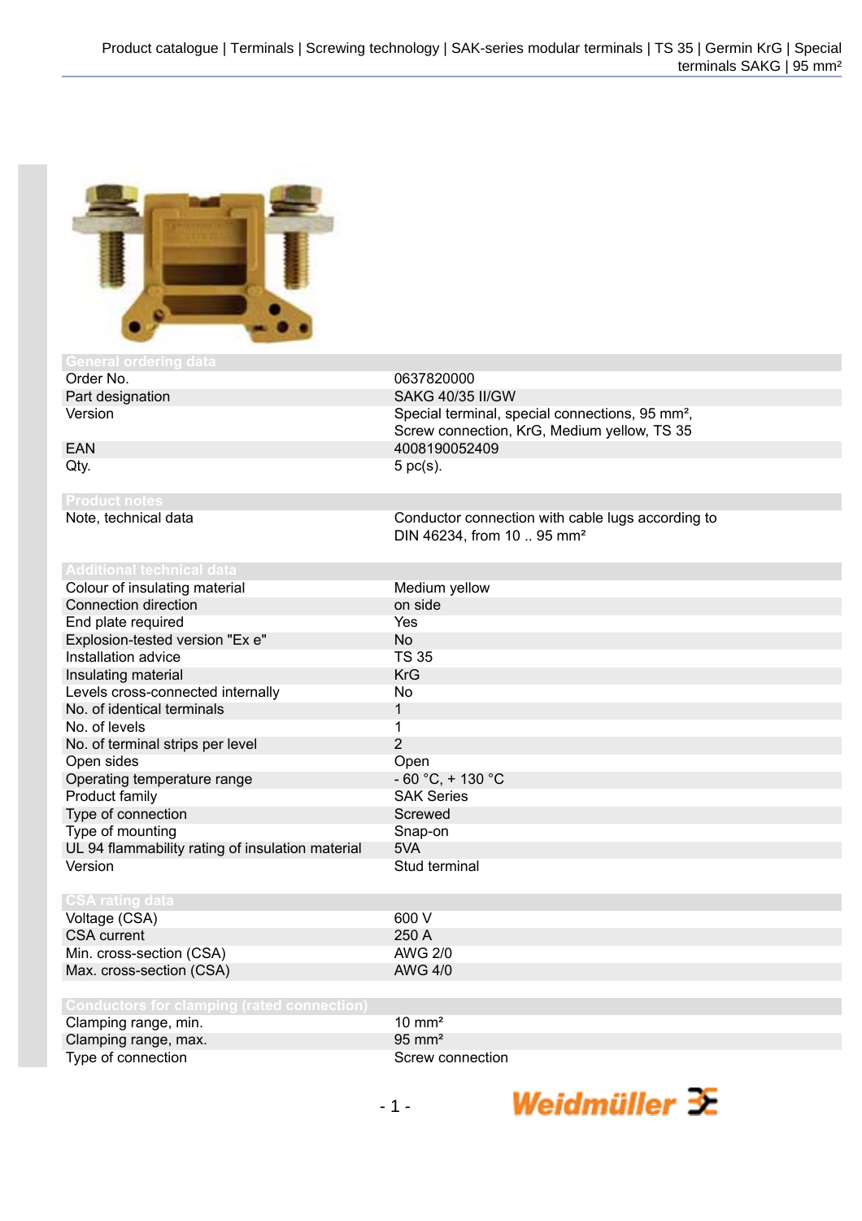## General ordering data

| | |
|---|---|
| Order No. | 0637820000 |
| Part designation | SAKG 40/35 II/GW |
| Version | Special terminal, special connections, 95 mm², Screw connection, KrG, Medium yellow, TS 35 |
| EAN | 4008190052409 |
| Qty. | 5 pc(s). |

## Product notes

| | |
|---|---|
| Note, technical data | Conductor connection with cable lugs according to DIN 46234, from 10 .. 95 mm² |

## Additional technical data

| | |
|---|---|
| Colour of insulating material | Medium yellow |
| Connection direction | on side |
| End plate required | Yes |
| Explosion-tested version "Ex e" | No |
| Installation advice | TS 35 |
| Insulating material | KrG |
| Levels cross-connected internally | No |
| No. of identical terminals | 1 |
| No. of levels | 1 |
| No. of terminal strips per level | 2 |
| Open sides | Open |
| Operating temperature range | - 60 °C, + 130 °C |
| Product family | SAK Series |
| Type of connection | Screwed |
| Type of mounting | Snap-on |
| UL 94 flammability rating of insulation material | 5VA |
| Version | Stud terminal |

## CSA rating data

| | |
|---|---|
| Voltage (CSA) | 600 V |
| CSA current | 250 A |
| Min. cross-section (CSA) | AWG 2/0 |
| Max. cross-section (CSA) | AWG 4/0 |

## Conductors for clamping (rated connection)

| | |
|---|---|
| Clamping range, min. | 10 mm² |
| Clamping range, max. | 95 mm² |
| Type of connection | Screw connection |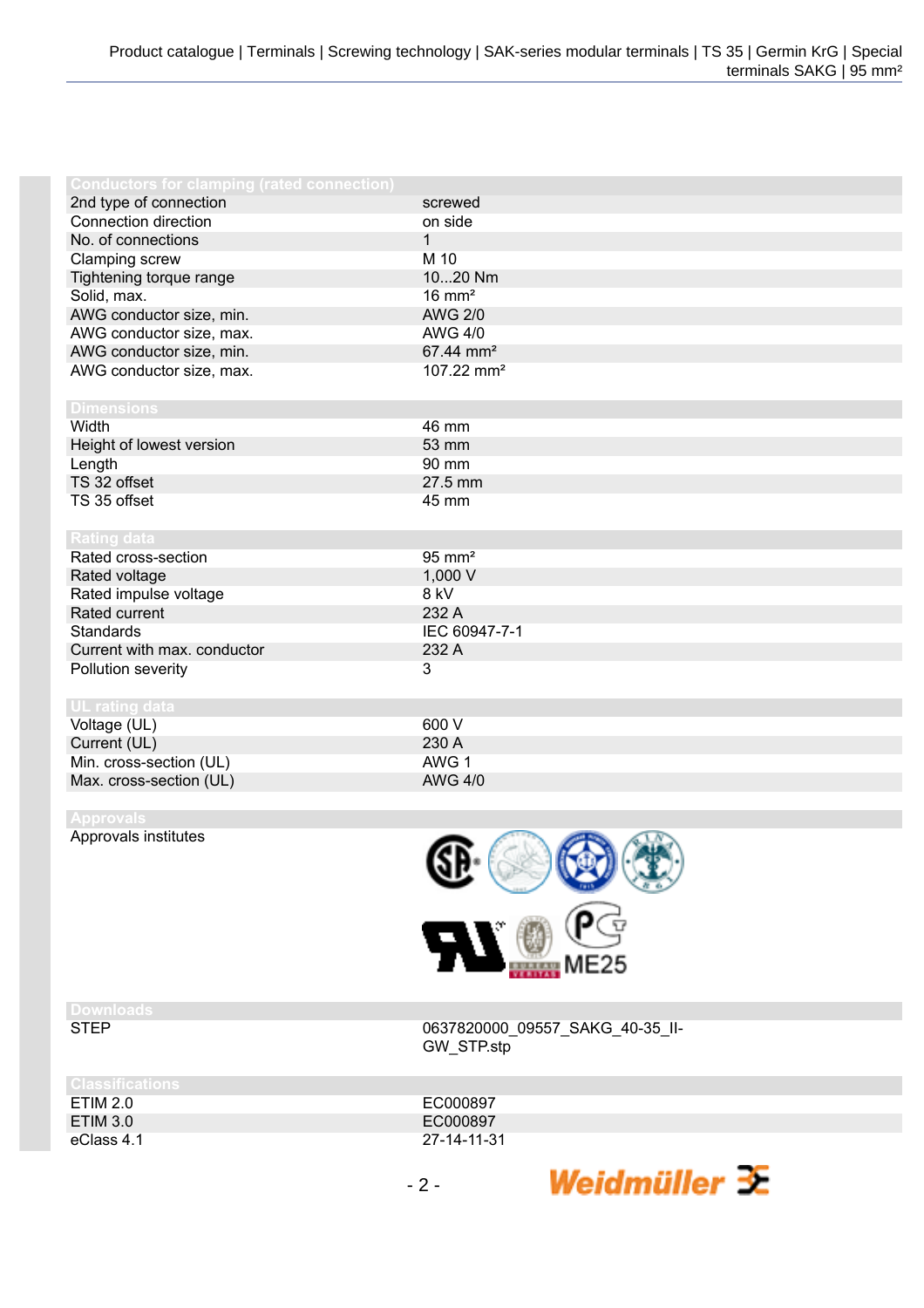## Conductors for clamping (rated connection)

| | |
|---|---|
| 2nd type of connection | screwed |
| Connection direction | on side |
| No. of connections | 1 |
| Clamping screw | M 10 |
| Tightening torque range | 10...20 Nm |
| Solid, max. | 16 mm² |
| AWG conductor size, min. | AWG 2/0 |
| AWG conductor size, max. | AWG 4/0 |
| AWG conductor size, min. | 67.44 mm² |
| AWG conductor size, max. | 107.22 mm² |

## Dimensions

| | |
|---|---|
| Width | 46 mm |
| Height of lowest version | 53 mm |
| Length | 90 mm |
| TS 32 offset | 27.5 mm |
| TS 35 offset | 45 mm |

## Rating data

| | |
|---|---|
| Rated cross-section | 95 mm² |
| Rated voltage | 1,000 V |
| Rated impulse voltage | 8 kV |
| Rated current | 232 A |
| Standards | IEC 60947-7-1 |
| Current with max. conductor | 232 A |
| Pollution severity | 3 |

## UL rating data

| | |
|---|---|
| Voltage (UL) | 600 V |
| Current (UL) | 230 A |
| Min. cross-section (UL) | AWG 1 |
| Max. cross-section (UL) | AWG 4/0 |

## Approvals

| | |
|---|---|
| Approvals institutes | ME25 |

## Downloads

| | |
|---|---|
| STEP | 0637820000_09557_SAKG_40-35_II-GW_STP.stp |

## Classifications

| | |
|---|---|
| ETIM 2.0 | EC000897 |
| ETIM 3.0 | EC000897 |
| eClass 4.1 | 27-14-11-31 |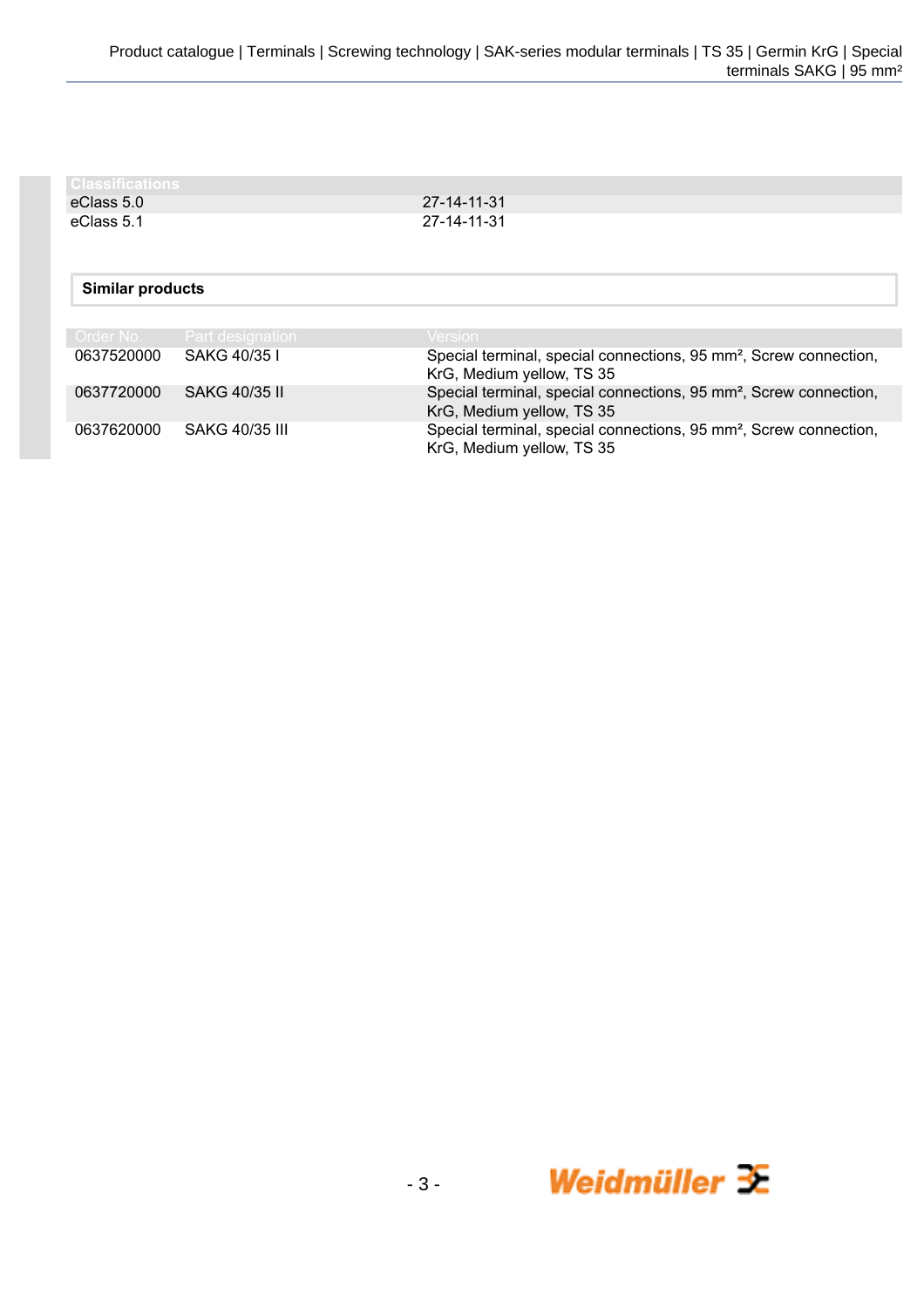| Classifications | |
| --- | --- |
| eClass 5.0 | 27-14-11-31 |
| eClass 5.1 | 27-14-11-31 |

## Similar products

| Order No. | Part designation | Version |
| --- | --- | --- |
| 0637520000 | SAKG 40/35 I | Special terminal, special connections, 95 mm², Screw connection, KrG, Medium yellow, TS 35 |
| 0637720000 | SAKG 40/35 II | Special terminal, special connections, 95 mm², Screw connection, KrG, Medium yellow, TS 35 |
| 0637620000 | SAKG 40/35 III | Special terminal, special connections, 95 mm², Screw connection, KrG, Medium yellow, TS 35 |